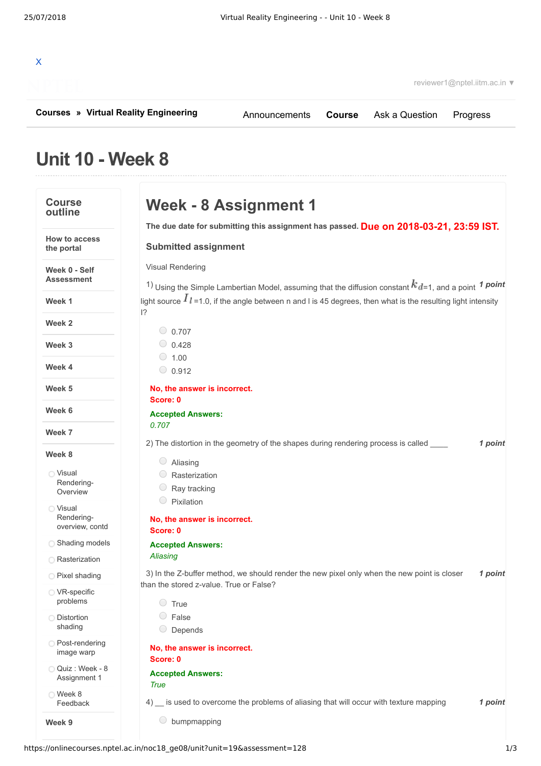X

reviewer1@nptel.iitm.ac.in ▼

**Courses** » **Virtual Reality Engineering**

Announcements **Course** Ask a Question Progress

# Unit 10 - Week 8

## Course outline

- How to access the portal
- Week 0 - Self Assessment
- Week 1
- Week 2
- Week 3
- Week 4
- Week 5
- Week 6
- Week 7
- Week 8
  - Visual Rendering-Overview
  - Visual Rendering-overview, contd
  - Shading models
  - Rasterization
  - Pixel shading
  - VR-specific problems
  - Distortion shading
  - Post-rendering image warp
  - Quiz : Week - 8 Assignment 1
  - Week 8 Feedback
- Week 9

# Week - 8 Assignment 1

**The due date for submitting this assignment has passed.** **Due on 2018-03-21, 23:59 IST.**

### Submitted assignment

Visual Rendering

1) Using the Simple Lambertian Model, assuming that the diffusion constant $k_d$=1, and a point light source $I_l$=1.0, if the angle between n and l is 45 degrees, then what is the resulting light intensity I? ***1 point***

- 0.707
- 0.428
- 1.00
- 0.912

**No, the answer is incorrect.**
**Score: 0**

**Accepted Answers:**
*0.707*

2) The distortion in the geometry of the shapes during rendering process is called \_\_\_\_ ***1 point***

- Aliasing
- Rasterization
- Ray tracking
- Pixilation

**No, the answer is incorrect.**
**Score: 0**

**Accepted Answers:**
*Aliasing*

3) In the Z-buffer method, we should render the new pixel only when the new point is closer than the stored z-value. True or False? ***1 point***

- True
- False
- Depends

**No, the answer is incorrect.**
**Score: 0**

**Accepted Answers:**
*True*

4) \_\_ is used to overcome the problems of aliasing that will occur with texture mapping ***1 point***

- bumpmapping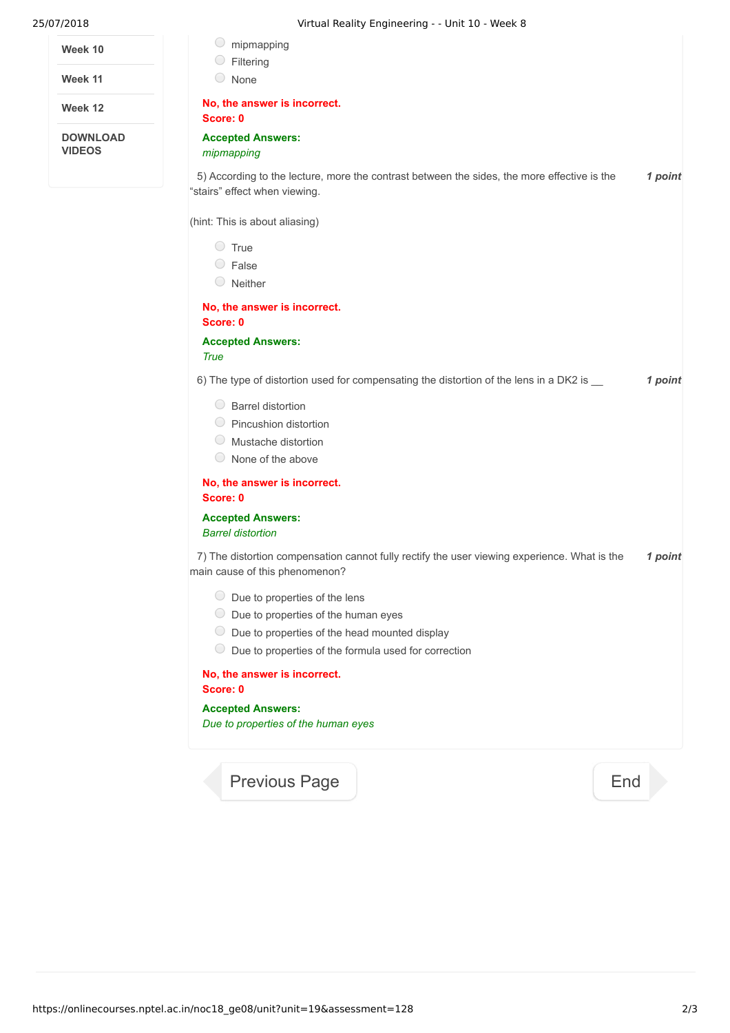- Week 10
- Week 11
- Week 12
- DOWNLOAD VIDEOS

- mipmapping
- Filtering
- None

**No, the answer is incorrect.**
**Score: 0**

**Accepted Answers:**
*mipmapping*

5) According to the lecture, more the contrast between the sides, the more effective is the "stairs" effect when viewing. ***1 point***

(hint: This is about aliasing)

- True
- False
- Neither

**No, the answer is incorrect.**
**Score: 0**

**Accepted Answers:**
*True*

6) The type of distortion used for compensating the distortion of the lens in a DK2 is __ ***1 point***

- Barrel distortion
- Pincushion distortion
- Mustache distortion
- None of the above

**No, the answer is incorrect.**
**Score: 0**

**Accepted Answers:**
*Barrel distortion*

7) The distortion compensation cannot fully rectify the user viewing experience. What is the main cause of this phenomenon? ***1 point***

- Due to properties of the lens
- Due to properties of the human eyes
- Due to properties of the head mounted display
- Due to properties of the formula used for correction

**No, the answer is incorrect.**
**Score: 0**

**Accepted Answers:**
*Due to properties of the human eyes*

Previous Page | End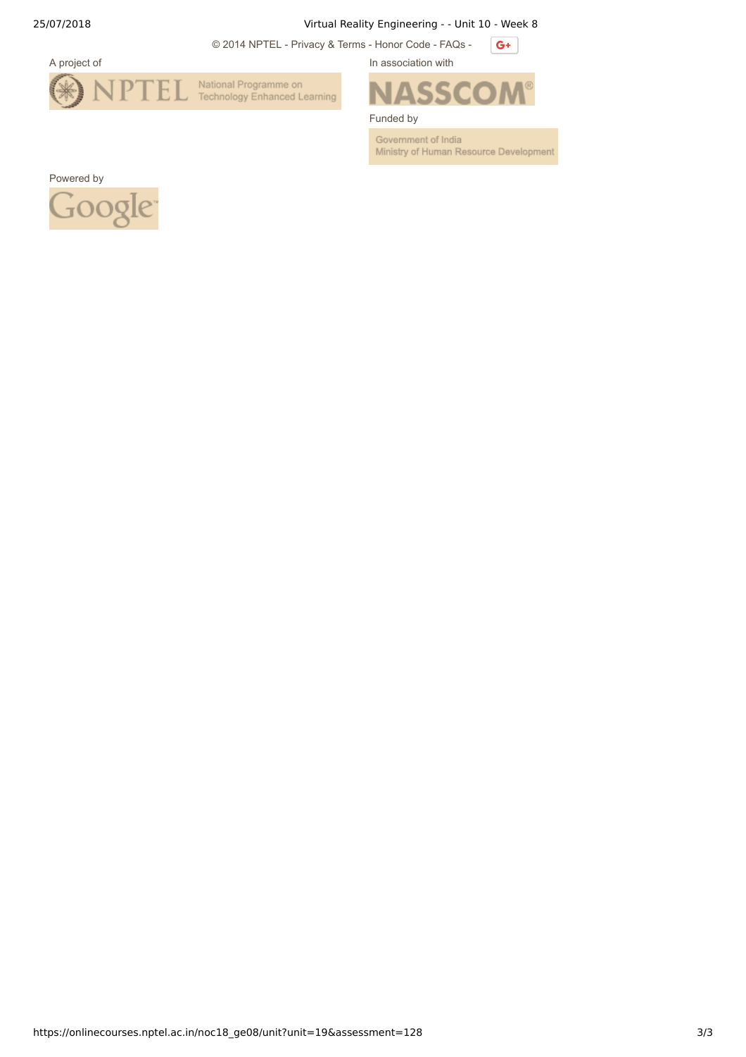© 2014 NPTEL - Privacy & Terms - Honor Code - FAQs -

A project of

NPTEL National Programme on Technology Enhanced Learning

In association with

NASSCOM®

Funded by

Government of India
Ministry of Human Resource Development

Powered by

Google™